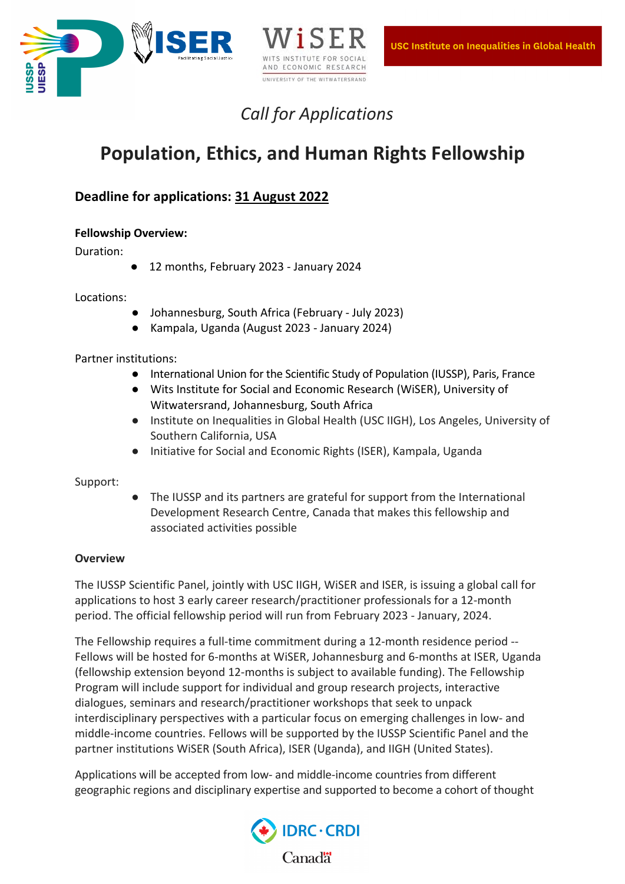*Call for Applications*

# Population, Ethics, and Human Rights Fellowship

## Deadline for applications: 31 August 2022

**Fellowship Overview:**

Duration:

- 12 months, February 2023 - January 2024

Locations:

- Johannesburg, South Africa (February - July 2023)
- Kampala, Uganda (August 2023 - January 2024)

Partner institutions:

- International Union for the Scientific Study of Population (IUSSP), Paris, France
- Wits Institute for Social and Economic Research (WiSER), University of Witwatersrand, Johannesburg, South Africa
- Institute on Inequalities in Global Health (USC IIGH), Los Angeles, University of Southern California, USA
- Initiative for Social and Economic Rights (ISER), Kampala, Uganda

Support:

- The IUSSP and its partners are grateful for support from the International Development Research Centre, Canada that makes this fellowship and associated activities possible

**Overview**

The IUSSP Scientific Panel, jointly with USC IIGH, WiSER and ISER, is issuing a global call for applications to host 3 early career research/practitioner professionals for a 12-month period. The official fellowship period will run from February 2023 - January, 2024.

The Fellowship requires a full-time commitment during a 12-month residence period -- Fellows will be hosted for 6-months at WiSER, Johannesburg and 6-months at ISER, Uganda (fellowship extension beyond 12-months is subject to available funding). The Fellowship Program will include support for individual and group research projects, interactive dialogues, seminars and research/practitioner workshops that seek to unpack interdisciplinary perspectives with a particular focus on emerging challenges in low- and middle-income countries. Fellows will be supported by the IUSSP Scientific Panel and the partner institutions WiSER (South Africa), ISER (Uganda), and IIGH (United States).

Applications will be accepted from low- and middle-income countries from different geographic regions and disciplinary expertise and supported to become a cohort of thought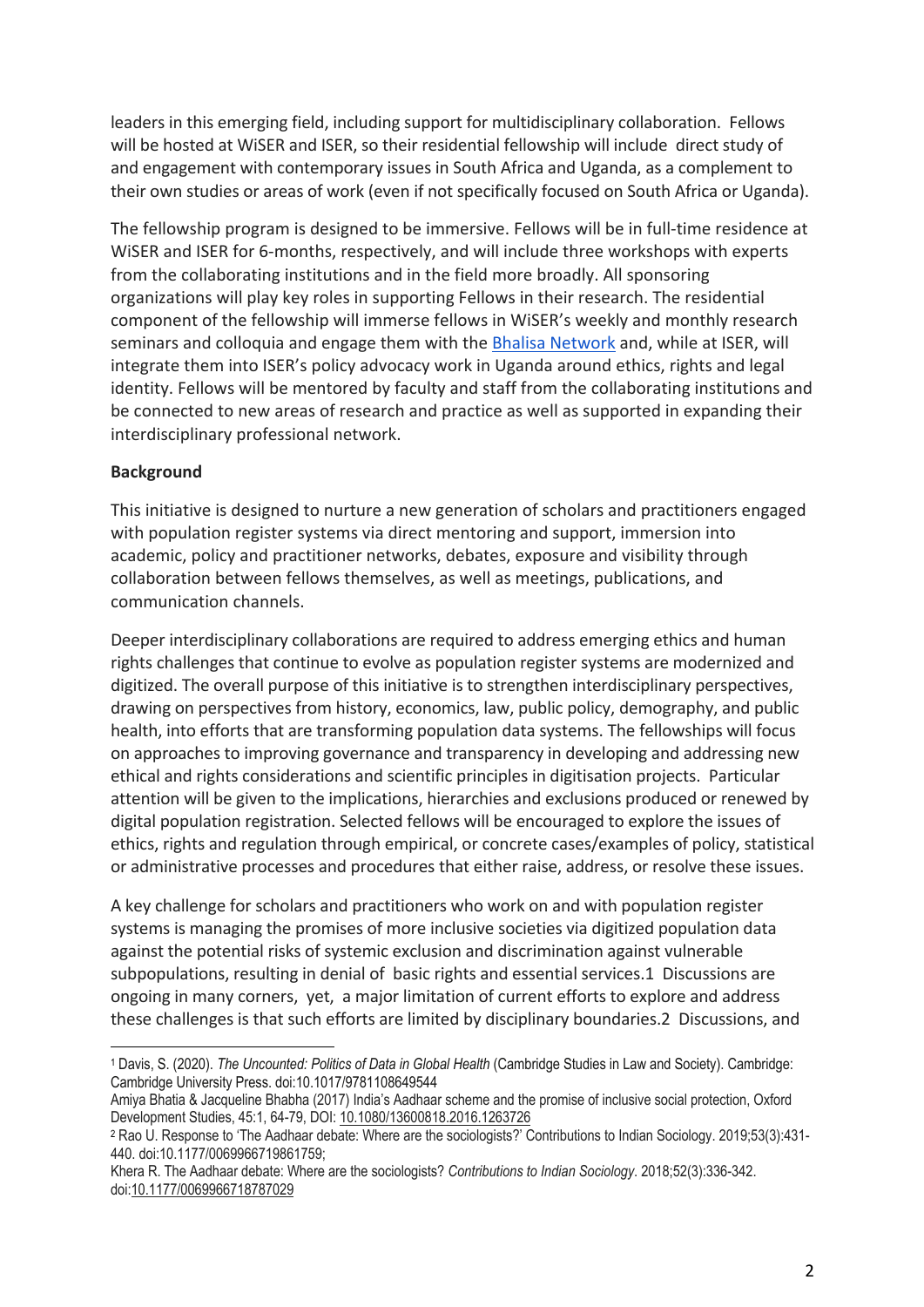leaders in this emerging field, including support for multidisciplinary collaboration. Fellows will be hosted at WiSER and ISER, so their residential fellowship will include direct study of and engagement with contemporary issues in South Africa and Uganda, as a complement to their own studies or areas of work (even if not specifically focused on South Africa or Uganda).

The fellowship program is designed to be immersive. Fellows will be in full-time residence at WiSER and ISER for 6-months, respectively, and will include three workshops with experts from the collaborating institutions and in the field more broadly. All sponsoring organizations will play key roles in supporting Fellows in their research. The residential component of the fellowship will immerse fellows in WiSER's weekly and monthly research seminars and colloquia and engage them with the Bhalisa Network and, while at ISER, will integrate them into ISER's policy advocacy work in Uganda around ethics, rights and legal identity. Fellows will be mentored by faculty and staff from the collaborating institutions and be connected to new areas of research and practice as well as supported in expanding their interdisciplinary professional network.

**Background**

This initiative is designed to nurture a new generation of scholars and practitioners engaged with population register systems via direct mentoring and support, immersion into academic, policy and practitioner networks, debates, exposure and visibility through collaboration between fellows themselves, as well as meetings, publications, and communication channels.

Deeper interdisciplinary collaborations are required to address emerging ethics and human rights challenges that continue to evolve as population register systems are modernized and digitized. The overall purpose of this initiative is to strengthen interdisciplinary perspectives, drawing on perspectives from history, economics, law, public policy, demography, and public health, into efforts that are transforming population data systems. The fellowships will focus on approaches to improving governance and transparency in developing and addressing new ethical and rights considerations and scientific principles in digitisation projects. Particular attention will be given to the implications, hierarchies and exclusions produced or renewed by digital population registration. Selected fellows will be encouraged to explore the issues of ethics, rights and regulation through empirical, or concrete cases/examples of policy, statistical or administrative processes and procedures that either raise, address, or resolve these issues.

A key challenge for scholars and practitioners who work on and with population register systems is managing the promises of more inclusive societies via digitized population data against the potential risks of systemic exclusion and discrimination against vulnerable subpopulations, resulting in denial of basic rights and essential services.[1] Discussions are ongoing in many corners, yet, a major limitation of current efforts to explore and address these challenges is that such efforts are limited by disciplinary boundaries.[2] Discussions, and

---

[1] Davis, S. (2020). *The Uncounted: Politics of Data in Global Health* (Cambridge Studies in Law and Society). Cambridge: Cambridge University Press. doi:10.1017/9781108649544

Amiya Bhatia & Jacqueline Bhabha (2017) India's Aadhaar scheme and the promise of inclusive social protection, Oxford Development Studies, 45:1, 64-79, DOI: 10.1080/13600818.2016.1263726

[2] Rao U. Response to 'The Aadhaar debate: Where are the sociologists?' Contributions to Indian Sociology. 2019;53(3):431-440. doi:10.1177/0069966719861759;

Khera R. The Aadhaar debate: Where are the sociologists? *Contributions to Indian Sociology*. 2018;52(3):336-342. doi:10.1177/0069966718787029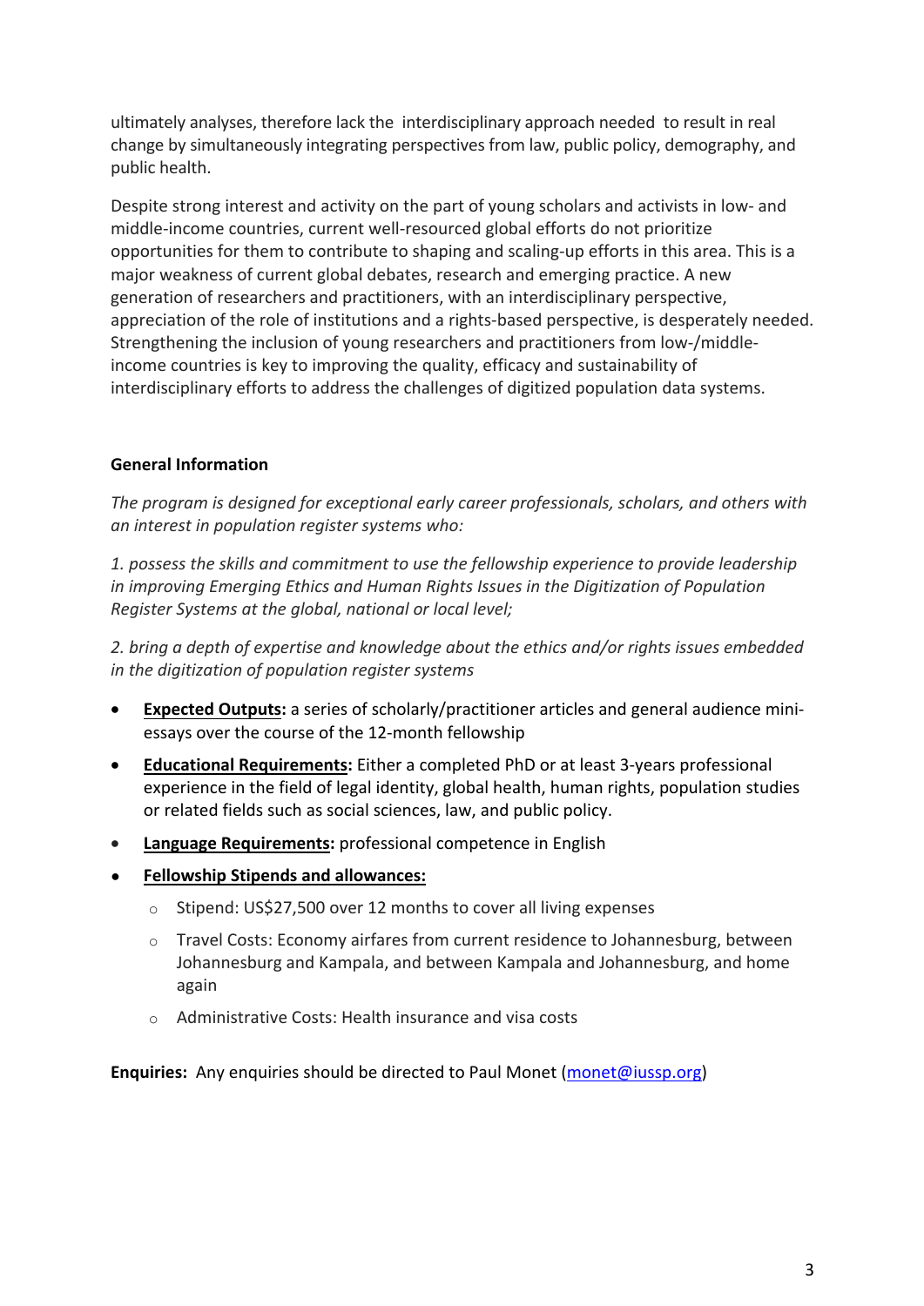ultimately analyses, therefore lack the interdisciplinary approach needed to result in real change by simultaneously integrating perspectives from law, public policy, demography, and public health.

Despite strong interest and activity on the part of young scholars and activists in low- and middle-income countries, current well-resourced global efforts do not prioritize opportunities for them to contribute to shaping and scaling-up efforts in this area. This is a major weakness of current global debates, research and emerging practice. A new generation of researchers and practitioners, with an interdisciplinary perspective, appreciation of the role of institutions and a rights-based perspective, is desperately needed. Strengthening the inclusion of young researchers and practitioners from low-/middle-income countries is key to improving the quality, efficacy and sustainability of interdisciplinary efforts to address the challenges of digitized population data systems.

**General Information**

*The program is designed for exceptional early career professionals, scholars, and others with an interest in population register systems who:*

*1. possess the skills and commitment to use the fellowship experience to provide leadership in improving Emerging Ethics and Human Rights Issues in the Digitization of Population Register Systems at the global, national or local level;*

*2. bring a depth of expertise and knowledge about the ethics and/or rights issues embedded in the digitization of population register systems*

- **Expected Outputs:** a series of scholarly/practitioner articles and general audience mini-essays over the course of the 12-month fellowship
- **Educational Requirements:** Either a completed PhD or at least 3-years professional experience in the field of legal identity, global health, human rights, population studies or related fields such as social sciences, law, and public policy.
- **Language Requirements:** professional competence in English
- **Fellowship Stipends and allowances:**
  - Stipend: US$27,500 over 12 months to cover all living expenses
  - Travel Costs: Economy airfares from current residence to Johannesburg, between Johannesburg and Kampala, and between Kampala and Johannesburg, and home again
  - Administrative Costs: Health insurance and visa costs

**Enquiries:** Any enquiries should be directed to Paul Monet (monet@iussp.org)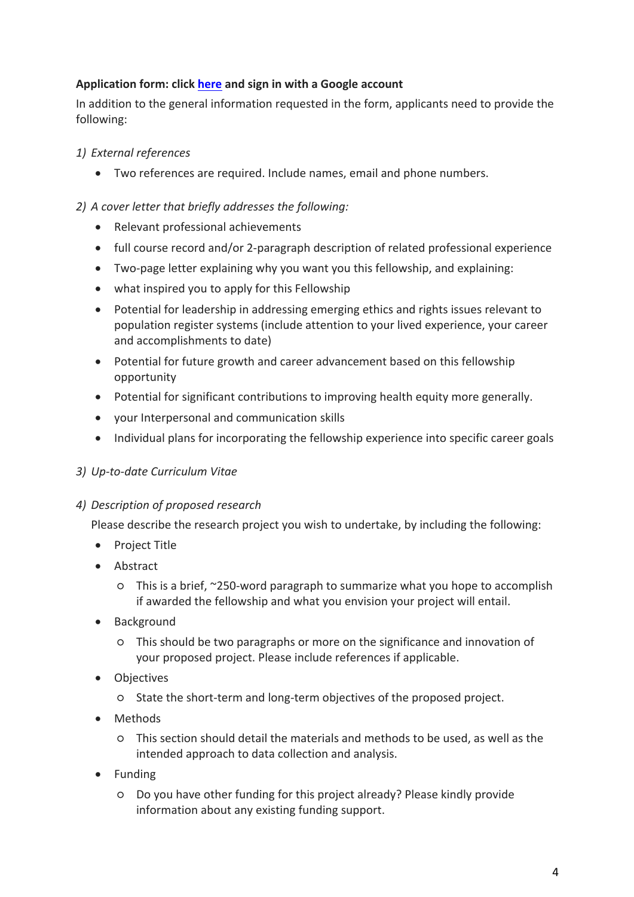**Application form: click [here](#) and sign in with a Google account**

In addition to the general information requested in the form, applicants need to provide the following:

1) *External references*
    - Two references are required. Include names, email and phone numbers.

2) *A cover letter that briefly addresses the following:*
    - Relevant professional achievements
    - full course record and/or 2-paragraph description of related professional experience
    - Two-page letter explaining why you want you this fellowship, and explaining:
    - what inspired you to apply for this Fellowship
    - Potential for leadership in addressing emerging ethics and rights issues relevant to population register systems (include attention to your lived experience, your career and accomplishments to date)
    - Potential for future growth and career advancement based on this fellowship opportunity
    - Potential for significant contributions to improving health equity more generally.
    - your Interpersonal and communication skills
    - Individual plans for incorporating the fellowship experience into specific career goals

3) *Up-to-date Curriculum Vitae*

4) *Description of proposed research*

    Please describe the research project you wish to undertake, by including the following:
    - Project Title
    - Abstract
        - This is a brief, ~250-word paragraph to summarize what you hope to accomplish if awarded the fellowship and what you envision your project will entail.
    - Background
        - This should be two paragraphs or more on the significance and innovation of your proposed project. Please include references if applicable.
    - Objectives
        - State the short-term and long-term objectives of the proposed project.
    - Methods
        - This section should detail the materials and methods to be used, as well as the intended approach to data collection and analysis.
    - Funding
        - Do you have other funding for this project already? Please kindly provide information about any existing funding support.